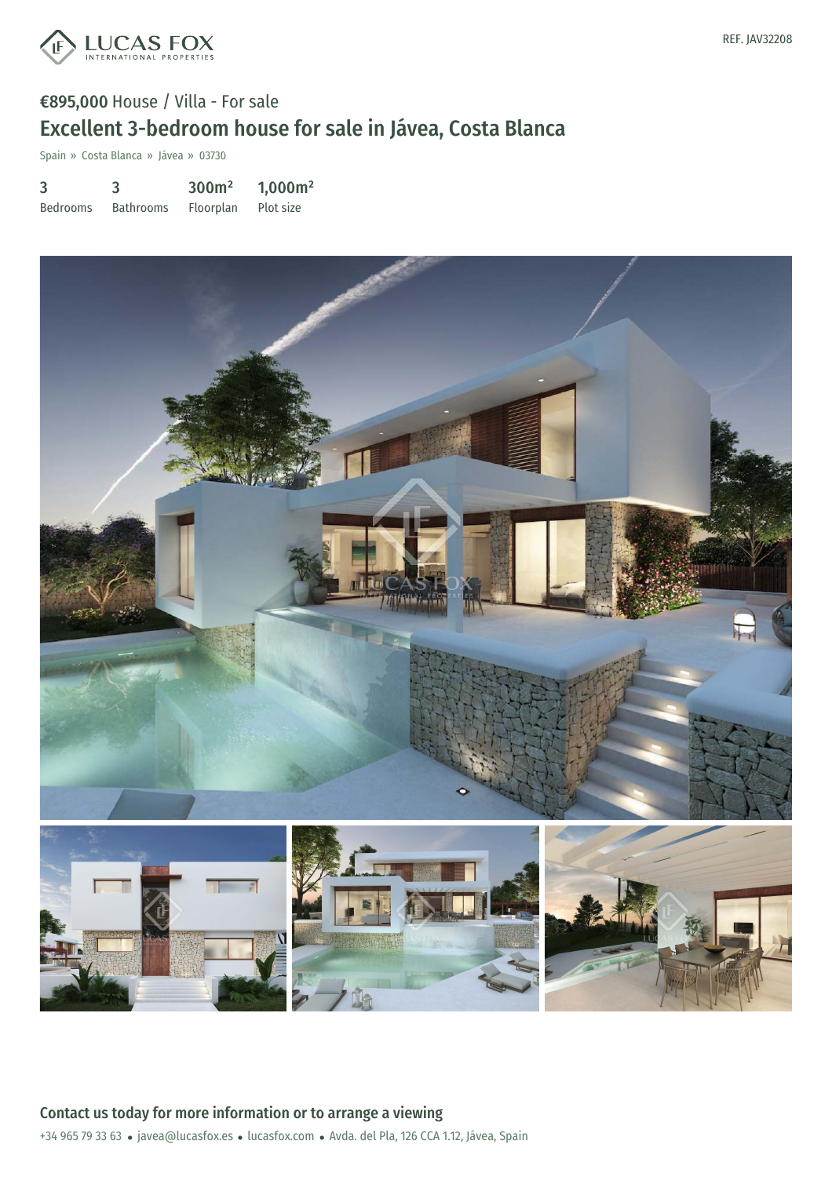REF. JAV32208

€895,000 House / Villa - For sale

# Excellent 3-bedroom house for sale in Jávea, Costa Blanca

Spain » Costa Blanca » Jávea » 03730

| 3 | 3 | 300m² | 1,000m² |
|---|---|---|---|
| Bedrooms | Bathrooms | Floorplan | Plot size |

## Contact us today for more information or to arrange a viewing

+34 965 79 33 63 • javea@lucasfox.es • lucasfox.com • Avda. del Pla, 126 CCA 1.12, Jávea, Spain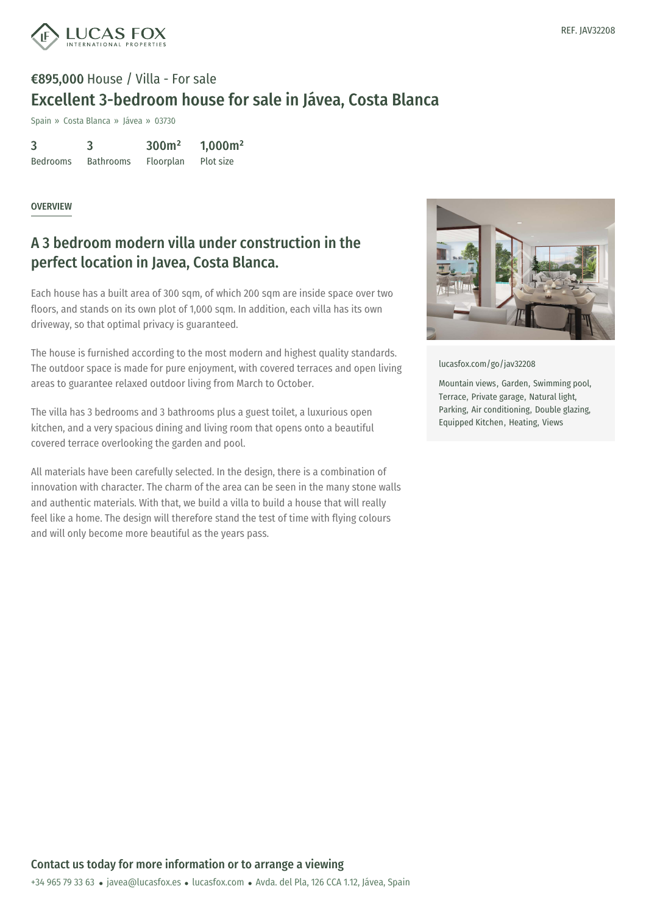REF. JAV32208

**€895,000** House / Villa - For sale

# Excellent 3-bedroom house for sale in Jávea, Costa Blanca

Spain » Costa Blanca » Jávea » 03730

| 3 | 3 | 300m² | 1,000m² |
|---|---|---|---|
| Bedrooms | Bathrooms | Floorplan | Plot size |

OVERVIEW

## A 3 bedroom modern villa under construction in the perfect location in Javea, Costa Blanca.

Each house has a built area of 300 sqm, of which 200 sqm are inside space over two floors, and stands on its own plot of 1,000 sqm. In addition, each villa has its own driveway, so that optimal privacy is guaranteed.

The house is furnished according to the most modern and highest quality standards. The outdoor space is made for pure enjoyment, with covered terraces and open living areas to guarantee relaxed outdoor living from March to October.

The villa has 3 bedrooms and 3 bathrooms plus a guest toilet, a luxurious open kitchen, and a very spacious dining and living room that opens onto a beautiful covered terrace overlooking the garden and pool.

All materials have been carefully selected. In the design, there is a combination of innovation with character. The charm of the area can be seen in the many stone walls and authentic materials. With that, we build a villa to build a house that will really feel like a home. The design will therefore stand the test of time with flying colours and will only become more beautiful as the years pass.

lucasfox.com/go/jav32208

Mountain views, Garden, Swimming pool, Terrace, Private garage, Natural light, Parking, Air conditioning, Double glazing, Equipped Kitchen, Heating, Views

**Contact us today for more information or to arrange a viewing**

+34 965 79 33 63 • javea@lucasfox.es • lucasfox.com • Avda. del Pla, 126 CCA 1.12, Jávea, Spain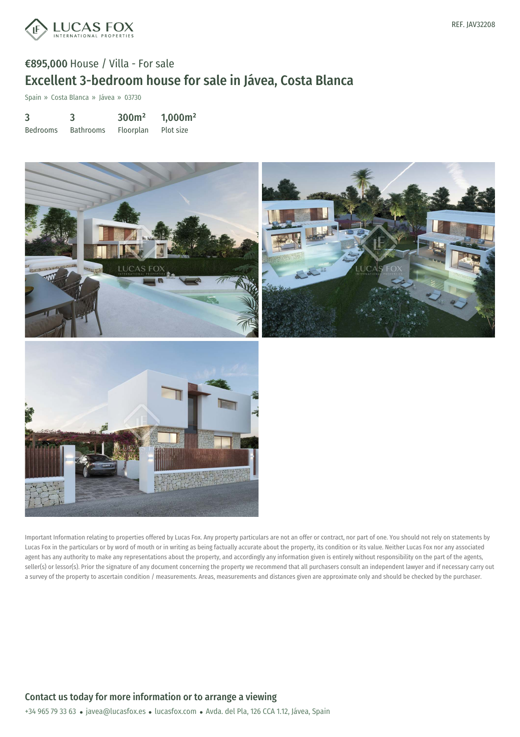REF. JAV32208

**€895,000** House / Villa - For sale

# Excellent 3-bedroom house for sale in Jávea, Costa Blanca

Spain » Costa Blanca » Jávea » 03730

| 3 | 3 | 300m² | 1,000m² |
|---|---|---|---|
| Bedrooms | Bathrooms | Floorplan | Plot size |

Important Information relating to properties offered by Lucas Fox. Any property particulars are not an offer or contract, nor part of one. You should not rely on statements by Lucas Fox in the particulars or by word of mouth or in writing as being factually accurate about the property, its condition or its value. Neither Lucas Fox nor any associated agent has any authority to make any representations about the property, and accordingly any information given is entirely without responsibility on the part of the agents, seller(s) or lessor(s). Prior the signature of any document concerning the property we recommend that all purchasers consult an independent lawyer and if necessary carry out a survey of the property to ascertain condition / measurements. Areas, measurements and distances given are approximate only and should be checked by the purchaser.

## Contact us today for more information or to arrange a viewing

+34 965 79 33 63 • javea@lucasfox.es • lucasfox.com • Avda. del Pla, 126 CCA 1.12, Jávea, Spain